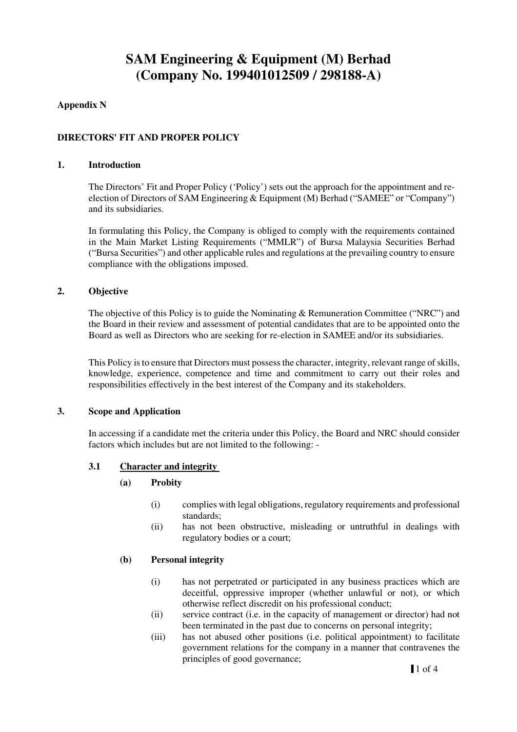# SAM Engineering & Equipment (M) Berhad
# (Company No. 199401012509 / 298188-A)

**Appendix N**

**DIRECTORS' FIT AND PROPER POLICY**

## 1. Introduction

The Directors' Fit and Proper Policy ('Policy') sets out the approach for the appointment and re-election of Directors of SAM Engineering & Equipment (M) Berhad ("SAMEE" or "Company") and its subsidiaries.

In formulating this Policy, the Company is obliged to comply with the requirements contained in the Main Market Listing Requirements ("MMLR") of Bursa Malaysia Securities Berhad ("Bursa Securities") and other applicable rules and regulations at the prevailing country to ensure compliance with the obligations imposed.

## 2. Objective

The objective of this Policy is to guide the Nominating & Remuneration Committee ("NRC") and the Board in their review and assessment of potential candidates that are to be appointed onto the Board as well as Directors who are seeking for re-election in SAMEE and/or its subsidiaries.

This Policy is to ensure that Directors must possess the character, integrity, relevant range of skills, knowledge, experience, competence and time and commitment to carry out their roles and responsibilities effectively in the best interest of the Company and its stakeholders.

## 3. Scope and Application

In accessing if a candidate met the criteria under this Policy, the Board and NRC should consider factors which includes but are not limited to the following: -

### 3.1 Character and integrity

**(a) Probity**

(i) complies with legal obligations, regulatory requirements and professional standards;

(ii) has not been obstructive, misleading or untruthful in dealings with regulatory bodies or a court;

**(b) Personal integrity**

(i) has not perpetrated or participated in any business practices which are deceitful, oppressive improper (whether unlawful or not), or which otherwise reflect discredit on his professional conduct;

(ii) service contract (i.e. in the capacity of management or director) had not been terminated in the past due to concerns on personal integrity;

(iii) has not abused other positions (i.e. political appointment) to facilitate government relations for the company in a manner that contravenes the principles of good governance;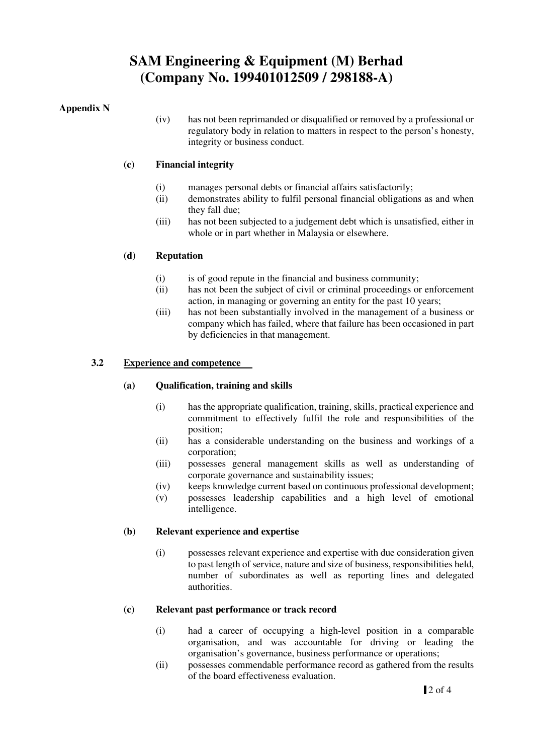**Appendix N**

(iv) has not been reprimanded or disqualified or removed by a professional or regulatory body in relation to matters in respect to the person's honesty, integrity or business conduct.

**(c) Financial integrity**

(i) manages personal debts or financial affairs satisfactorily;
(ii) demonstrates ability to fulfil personal financial obligations as and when they fall due;
(iii) has not been subjected to a judgement debt which is unsatisfied, either in whole or in part whether in Malaysia or elsewhere.

**(d) Reputation**

(i) is of good repute in the financial and business community;
(ii) has not been the subject of civil or criminal proceedings or enforcement action, in managing or governing an entity for the past 10 years;
(iii) has not been substantially involved in the management of a business or company which has failed, where that failure has been occasioned in part by deficiencies in that management.

**3.2 <u>Experience and competence</u>**

**(a) Qualification, training and skills**

(i) has the appropriate qualification, training, skills, practical experience and commitment to effectively fulfil the role and responsibilities of the position;
(ii) has a considerable understanding on the business and workings of a corporation;
(iii) possesses general management skills as well as understanding of corporate governance and sustainability issues;
(iv) keeps knowledge current based on continuous professional development;
(v) possesses leadership capabilities and a high level of emotional intelligence.

**(b) Relevant experience and expertise**

(i) possesses relevant experience and expertise with due consideration given to past length of service, nature and size of business, responsibilities held, number of subordinates as well as reporting lines and delegated authorities.

**(c) Relevant past performance or track record**

(i) had a career of occupying a high-level position in a comparable organisation, and was accountable for driving or leading the organisation's governance, business performance or operations;
(ii) possesses commendable performance record as gathered from the results of the board effectiveness evaluation.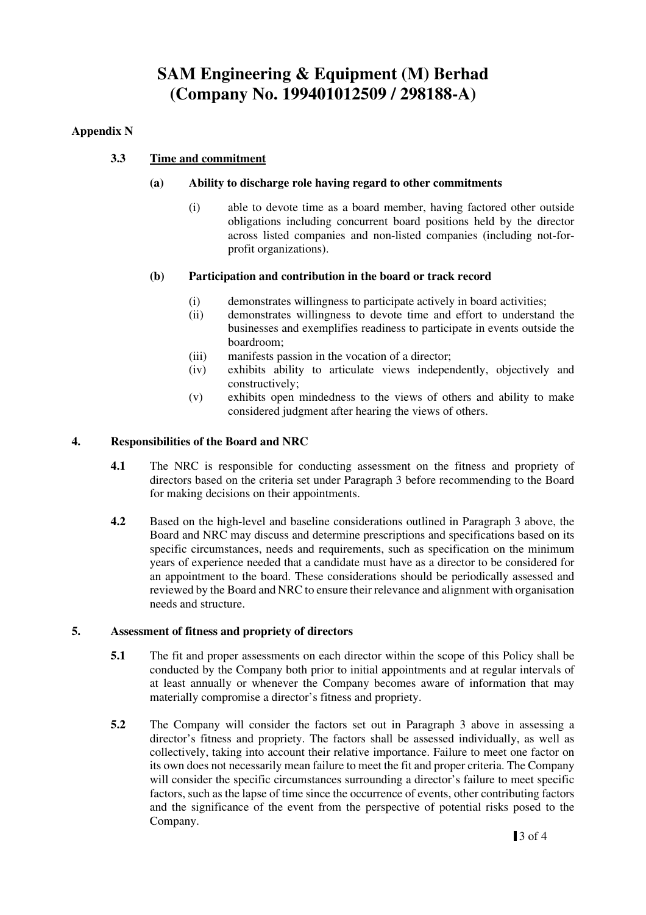# SAM Engineering & Equipment (M) Berhad (Company No. 199401012509 / 298188-A)

**Appendix N**

### 3.3 Time and commitment

**(a) Ability to discharge role having regard to other commitments**

(i) able to devote time as a board member, having factored other outside obligations including concurrent board positions held by the director across listed companies and non-listed companies (including not-for-profit organizations).

**(b) Participation and contribution in the board or track record**

(i) demonstrates willingness to participate actively in board activities;

(ii) demonstrates willingness to devote time and effort to understand the businesses and exemplifies readiness to participate in events outside the boardroom;

(iii) manifests passion in the vocation of a director;

(iv) exhibits ability to articulate views independently, objectively and constructively;

(v) exhibits open mindedness to the views of others and ability to make considered judgment after hearing the views of others.

## 4. Responsibilities of the Board and NRC

**4.1** The NRC is responsible for conducting assessment on the fitness and propriety of directors based on the criteria set under Paragraph 3 before recommending to the Board for making decisions on their appointments.

**4.2** Based on the high-level and baseline considerations outlined in Paragraph 3 above, the Board and NRC may discuss and determine prescriptions and specifications based on its specific circumstances, needs and requirements, such as specification on the minimum years of experience needed that a candidate must have as a director to be considered for an appointment to the board. These considerations should be periodically assessed and reviewed by the Board and NRC to ensure their relevance and alignment with organisation needs and structure.

## 5. Assessment of fitness and propriety of directors

**5.1** The fit and proper assessments on each director within the scope of this Policy shall be conducted by the Company both prior to initial appointments and at regular intervals of at least annually or whenever the Company becomes aware of information that may materially compromise a director's fitness and propriety.

**5.2** The Company will consider the factors set out in Paragraph 3 above in assessing a director's fitness and propriety. The factors shall be assessed individually, as well as collectively, taking into account their relative importance. Failure to meet one factor on its own does not necessarily mean failure to meet the fit and proper criteria. The Company will consider the specific circumstances surrounding a director's failure to meet specific factors, such as the lapse of time since the occurrence of events, other contributing factors and the significance of the event from the perspective of potential risks posed to the Company.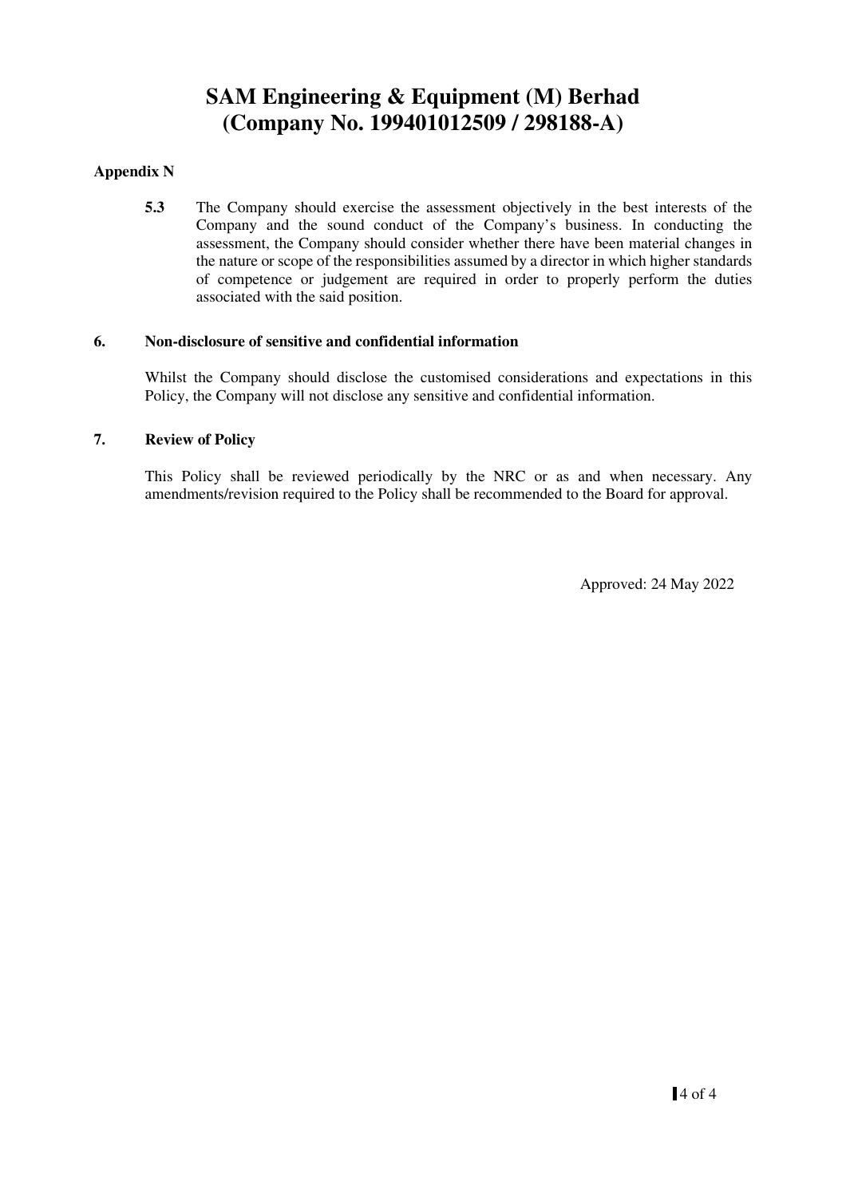# SAM Engineering & Equipment (M) Berhad
# (Company No. 199401012509 / 298188-A)

**Appendix N**

**5.3** The Company should exercise the assessment objectively in the best interests of the Company and the sound conduct of the Company's business. In conducting the assessment, the Company should consider whether there have been material changes in the nature or scope of the responsibilities assumed by a director in which higher standards of competence or judgement are required in order to properly perform the duties associated with the said position.

### 6. Non-disclosure of sensitive and confidential information

Whilst the Company should disclose the customised considerations and expectations in this Policy, the Company will not disclose any sensitive and confidential information.

### 7. Review of Policy

This Policy shall be reviewed periodically by the NRC or as and when necessary. Any amendments/revision required to the Policy shall be recommended to the Board for approval.

Approved: 24 May 2022